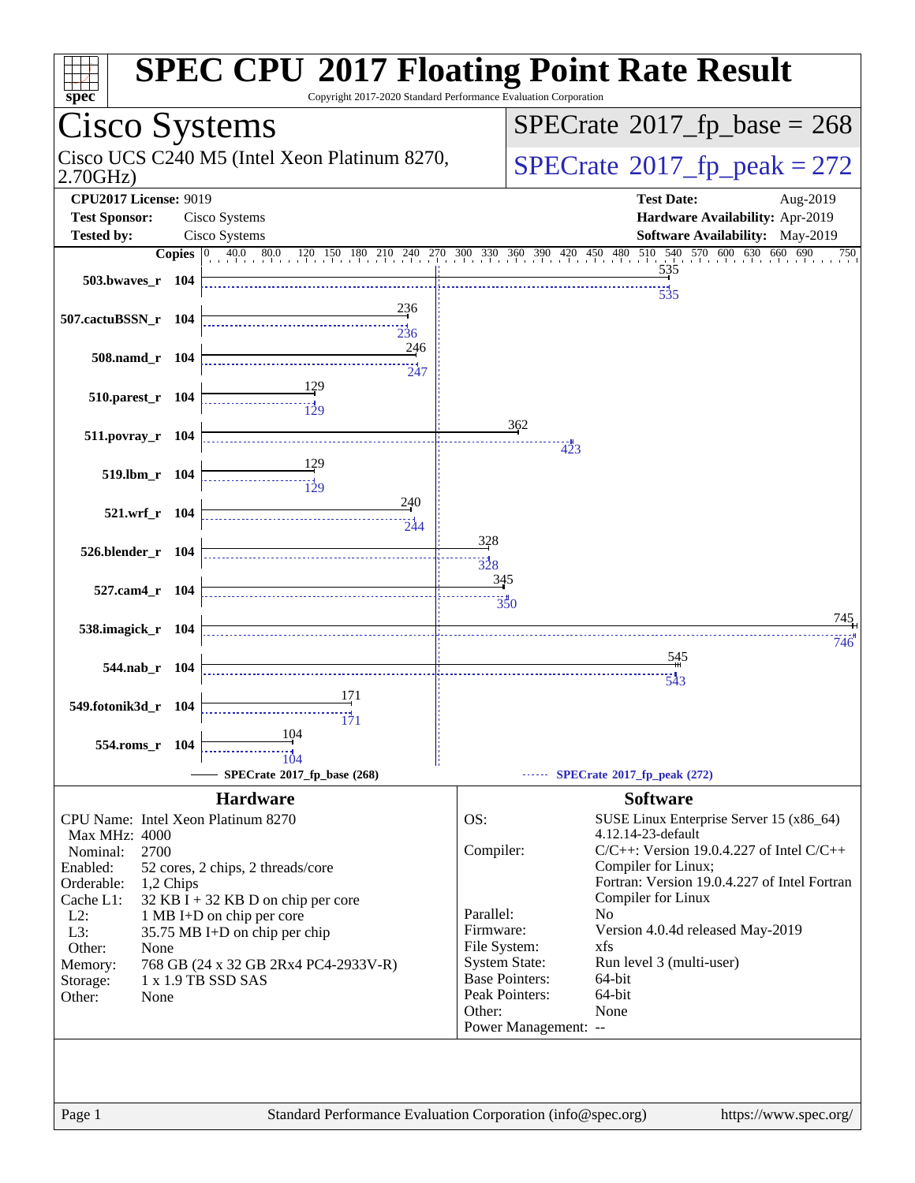# SPEC CPU 2017 Floating Point Rate Result

Copyright 2017-2020 Standard Performance Evaluation Corporation

## Cisco Systems

Cisco UCS C240 M5 (Intel Xeon Platinum 8270, 2.70GHz)

SPECrate 2017_fp_base = 268

SPECrate 2017_fp_peak = 272

**CPU2017 License:** 9019
**Test Sponsor:** Cisco Systems
**Tested by:** Cisco Systems

**Test Date:** Aug-2019
**Hardware Availability:** Apr-2019
**Software Availability:** May-2019

| Benchmark | Copies | Base | Peak |
|---|---|---|---|
| 503.bwaves_r | 104 | 535 | 535 |
| 507.cactuBSSN_r | 104 | 236 | 236 |
| 508.namd_r | 104 | 246 | 247 |
| 510.parest_r | 104 | 129 | 129 |
| 511.povray_r | 104 | 362 | 423 |
| 519.lbm_r | 104 | 129 | 129 |
| 521.wrf_r | 104 | 240 | 244 |
| 526.blender_r | 104 | 328 | 328 |
| 527.cam4_r | 104 | 345 | 350 |
| 538.imagick_r | 104 | 745 | 746 |
| 544.nab_r | 104 | 545 | 543 |
| 549.fotonik3d_r | 104 | 171 | 171 |
| 554.roms_r | 104 | 104 | 104 |

SPECrate 2017_fp_base (268) — SPECrate 2017_fp_peak (272)

### Hardware

| | |
|---|---|
| CPU Name: | Intel Xeon Platinum 8270 |
| Max MHz: | 4000 |
| Nominal: | 2700 |
| Enabled: | 52 cores, 2 chips, 2 threads/core |
| Orderable: | 1,2 Chips |
| Cache L1: | 32 KB I + 32 KB D on chip per core |
| L2: | 1 MB I+D on chip per core |
| L3: | 35.75 MB I+D on chip per chip |
| Other: | None |
| Memory: | 768 GB (24 x 32 GB 2Rx4 PC4-2933V-R) |
| Storage: | 1 x 1.9 TB SSD SAS |
| Other: | None |

### Software

| | |
|---|---|
| OS: | SUSE Linux Enterprise Server 15 (x86_64) 4.12.14-23-default |
| Compiler: | C/C++: Version 19.0.4.227 of Intel C/C++ Compiler for Linux; Fortran: Version 19.0.4.227 of Intel Fortran Compiler for Linux |
| Parallel: | No |
| Firmware: | Version 4.0.4d released May-2019 |
| File System: | xfs |
| System State: | Run level 3 (multi-user) |
| Base Pointers: | 64-bit |
| Peak Pointers: | 64-bit |
| Other: | None |
| Power Management: | -- |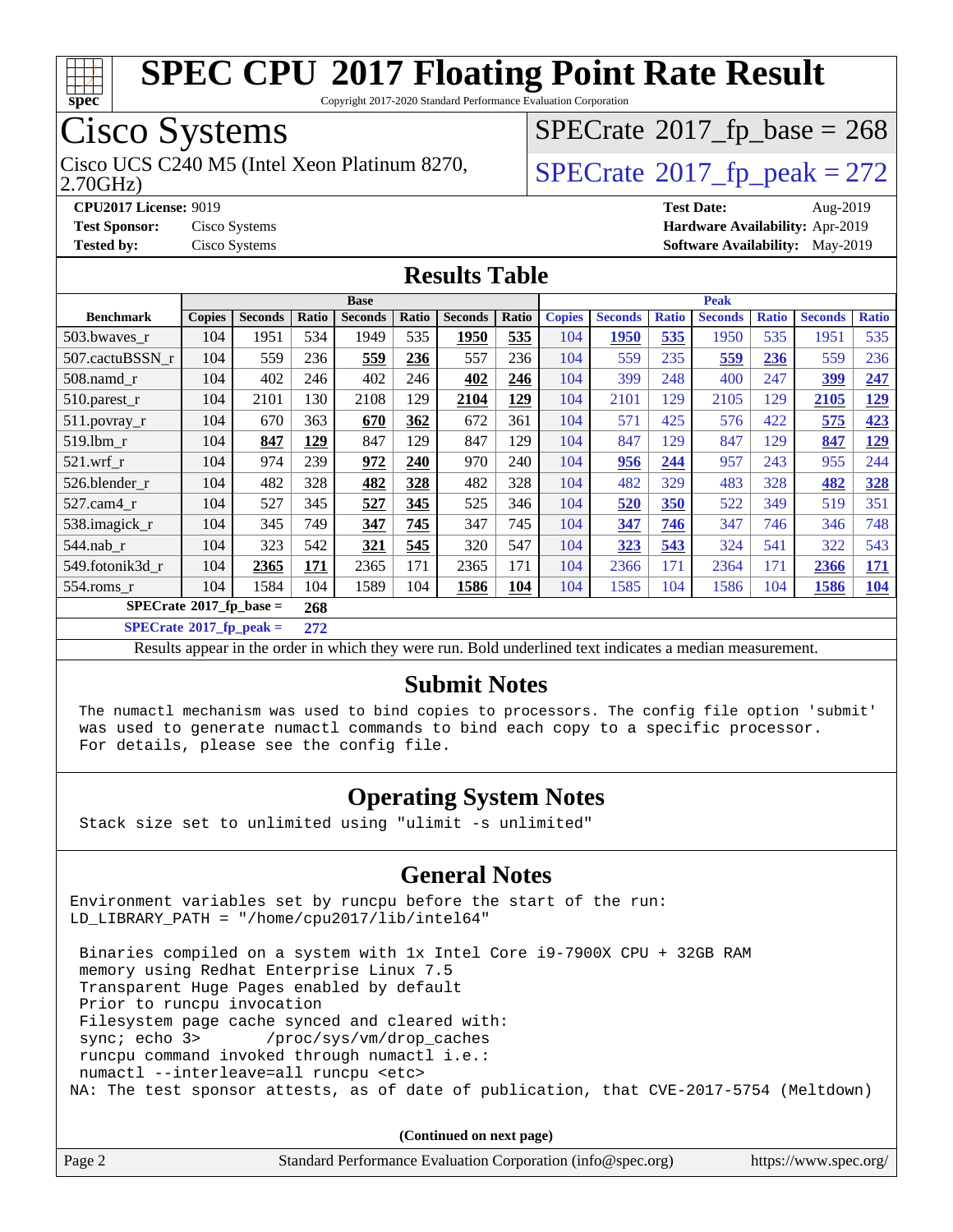# SPEC CPU 2017 Floating Point Rate Result

Copyright 2017-2020 Standard Performance Evaluation Corporation

## Cisco Systems

Cisco UCS C240 M5 (Intel Xeon Platinum 8270, 2.70GHz)

SPECrate 2017_fp_base = 268

SPECrate 2017_fp_peak = 272

**CPU2017 License:** 9019
**Test Sponsor:** Cisco Systems
**Tested by:** Cisco Systems

**Test Date:** Aug-2019
**Hardware Availability:** Apr-2019
**Software Availability:** May-2019

## Results Table

| | Base | | | | | | | Peak | | | | | | |
|---|---|---|---|---|---|---|---|---|---|---|---|---|---|---|
| **Benchmark** | **Copies** | **Seconds** | **Ratio** | **Seconds** | **Ratio** | **Seconds** | **Ratio** | **Copies** | **Seconds** | **Ratio** | **Seconds** | **Ratio** | **Seconds** | **Ratio** |
| 503.bwaves_r | 104 | 1951 | 534 | 1949 | 535 | **1950** | **535** | 104 | **1950** | **535** | 1950 | 535 | 1951 | 535 |
| 507.cactuBSSN_r | 104 | 559 | 236 | **559** | **236** | 557 | 236 | 104 | 559 | 235 | **559** | **236** | 559 | 236 |
| 508.namd_r | 104 | 402 | 246 | 402 | 246 | **402** | **246** | 104 | 399 | 248 | 400 | 247 | **399** | **247** |
| 510.parest_r | 104 | 2101 | 130 | 2108 | 129 | **2104** | **129** | 104 | 2101 | 129 | 2105 | 129 | **2105** | **129** |
| 511.povray_r | 104 | 670 | 363 | **670** | **362** | 672 | 361 | 104 | 571 | 425 | 576 | 422 | **575** | **423** |
| 519.lbm_r | 104 | **847** | **129** | 847 | 129 | 847 | 129 | 104 | 847 | 129 | 847 | 129 | **847** | **129** |
| 521.wrf_r | 104 | 974 | 239 | **972** | **240** | 970 | 240 | 104 | **956** | **244** | 957 | 243 | 955 | 244 |
| 526.blender_r | 104 | 482 | 328 | **482** | **328** | 482 | 328 | 104 | 482 | 329 | 483 | 328 | **482** | **328** |
| 527.cam4_r | 104 | 527 | 345 | **527** | **345** | 525 | 346 | 104 | **520** | **350** | 522 | 349 | 519 | 351 |
| 538.imagick_r | 104 | 345 | 749 | **347** | **745** | 347 | 745 | 104 | **347** | **746** | 347 | 746 | 346 | 748 |
| 544.nab_r | 104 | 323 | 542 | **321** | **545** | 320 | 547 | 104 | **323** | **543** | 324 | 541 | 322 | 543 |
| 549.fotonik3d_r | 104 | **2365** | **171** | 2365 | 171 | 2365 | 171 | 104 | 2366 | 171 | 2364 | 171 | **2366** | **171** |
| 554.roms_r | 104 | 1584 | 104 | 1589 | 104 | **1586** | **104** | 104 | 1585 | 104 | 1586 | 104 | **1586** | **104** |

**SPECrate 2017_fp_base = 268**

**SPECrate 2017_fp_peak = 272**

Results appear in the order in which they were run. Bold underlined text indicates a median measurement.

## Submit Notes

The numactl mechanism was used to bind copies to processors. The config file option 'submit' was used to generate numactl commands to bind each copy to a specific processor. For details, please see the config file.

## Operating System Notes

Stack size set to unlimited using "ulimit -s unlimited"

## General Notes

```
Environment variables set by runcpu before the start of the run:
LD_LIBRARY_PATH = "/home/cpu2017/lib/intel64"

 Binaries compiled on a system with 1x Intel Core i9-7900X CPU + 32GB RAM
 memory using Redhat Enterprise Linux 7.5
 Transparent Huge Pages enabled by default
 Prior to runcpu invocation
 Filesystem page cache synced and cleared with:
 sync; echo 3>       /proc/sys/vm/drop_caches
 runcpu command invoked through numactl i.e.:
 numactl --interleave=all runcpu <etc>
NA: The test sponsor attests, as of date of publication, that CVE-2017-5754 (Meltdown)
```

**(Continued on next page)**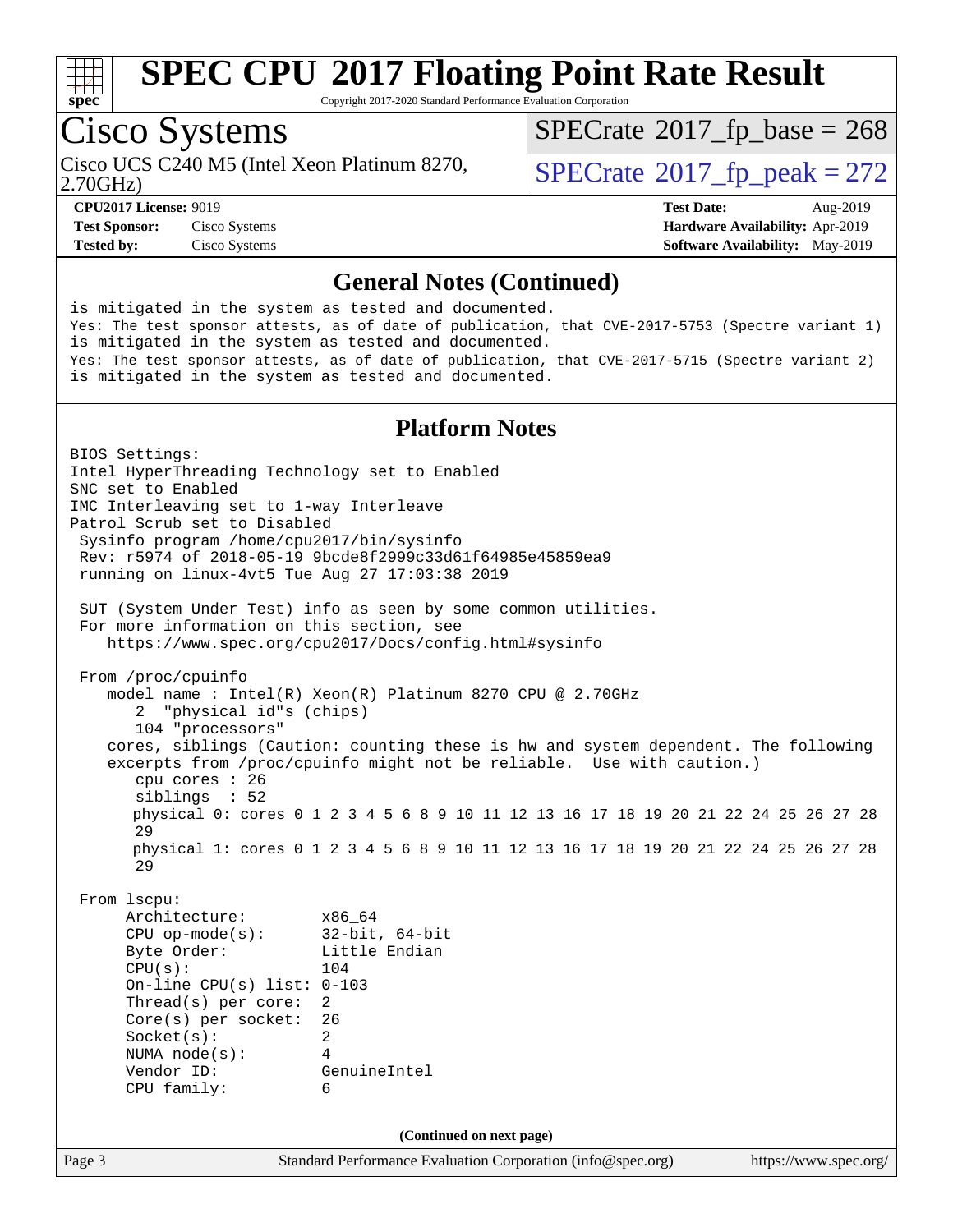## General Notes (Continued)

```
is mitigated in the system as tested and documented.
Yes: The test sponsor attests, as of date of publication, that CVE-2017-5753 (Spectre variant 1)
is mitigated in the system as tested and documented.
Yes: The test sponsor attests, as of date of publication, that CVE-2017-5715 (Spectre variant 2)
is mitigated in the system as tested and documented.
```

## Platform Notes

```
BIOS Settings:
Intel HyperThreading Technology set to Enabled
SNC set to Enabled
IMC Interleaving set to 1-way Interleave
Patrol Scrub set to Disabled
 Sysinfo program /home/cpu2017/bin/sysinfo
 Rev: r5974 of 2018-05-19 9bcde8f2999c33d61f64985e45859ea9
 running on linux-4vt5 Tue Aug 27 17:03:38 2019

 SUT (System Under Test) info as seen by some common utilities.
 For more information on this section, see
    https://www.spec.org/cpu2017/Docs/config.html#sysinfo

 From /proc/cpuinfo
    model name : Intel(R) Xeon(R) Platinum 8270 CPU @ 2.70GHz
       2  "physical id"s (chips)
       104 "processors"
    cores, siblings (Caution: counting these is hw and system dependent. The following
    excerpts from /proc/cpuinfo might not be reliable.  Use with caution.)
       cpu cores : 26
       siblings  : 52
       physical 0: cores 0 1 2 3 4 5 6 8 9 10 11 12 13 16 17 18 19 20 21 22 24 25 26 27 28
       29
       physical 1: cores 0 1 2 3 4 5 6 8 9 10 11 12 13 16 17 18 19 20 21 22 24 25 26 27 28
       29

 From lscpu:
      Architecture:          x86_64
      CPU op-mode(s):        32-bit, 64-bit
      Byte Order:            Little Endian
      CPU(s):                104
      On-line CPU(s) list: 0-103
      Thread(s) per core:  2
      Core(s) per socket:  26
      Socket(s):           2
      NUMA node(s):        4
      Vendor ID:           GenuineIntel
      CPU family:          6
```

(Continued on next page)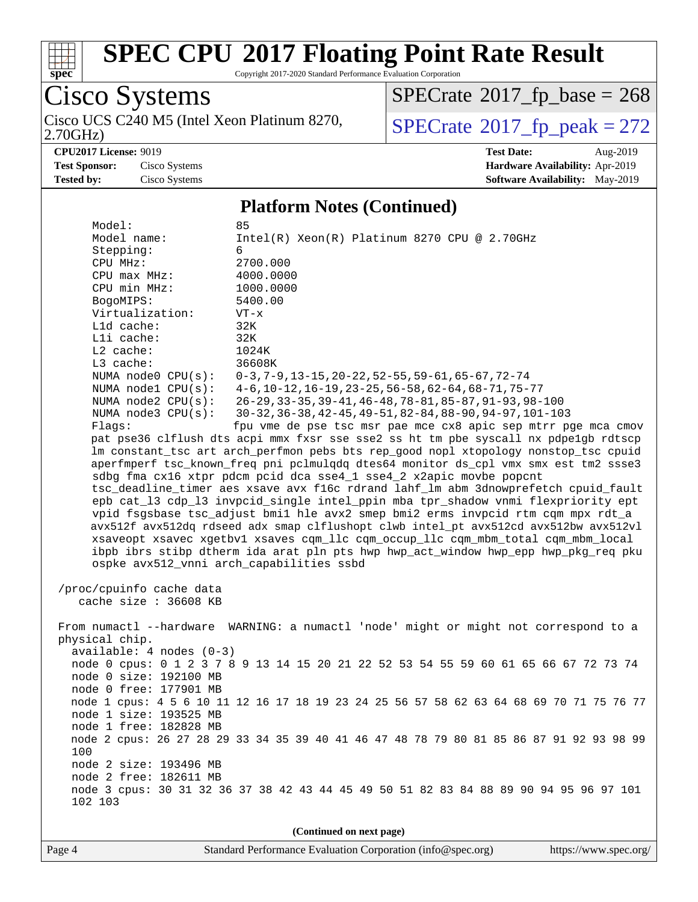## Platform Notes (Continued)

```
     Model:                 85
     Model name:            Intel(R) Xeon(R) Platinum 8270 CPU @ 2.70GHz
     Stepping:              6
     CPU MHz:               2700.000
     CPU max MHz:           4000.0000
     CPU min MHz:           1000.0000
     BogoMIPS:              5400.00
     Virtualization:        VT-x
     L1d cache:             32K
     L1i cache:             32K
     L2 cache:              1024K
     L3 cache:              36608K
     NUMA node0 CPU(s):     0-3,7-9,13-15,20-22,52-55,59-61,65-67,72-74
     NUMA node1 CPU(s):     4-6,10-12,16-19,23-25,56-58,62-64,68-71,75-77
     NUMA node2 CPU(s):     26-29,33-35,39-41,46-48,78-81,85-87,91-93,98-100
     NUMA node3 CPU(s):     30-32,36-38,42-45,49-51,82-84,88-90,94-97,101-103
     Flags:                 fpu vme de pse tsc msr pae mce cx8 apic sep mtrr pge mca cmov
     pat pse36 clflush dts acpi mmx fxsr sse sse2 ss ht tm pbe syscall nx pdpe1gb rdtscp
     lm constant_tsc art arch_perfmon pebs bts rep_good nopl xtopology nonstop_tsc cpuid
     aperfmperf tsc_known_freq pni pclmulqdq dtes64 monitor ds_cpl vmx smx est tm2 ssse3
     sdbg fma cx16 xtpr pdcm pcid dca sse4_1 sse4_2 x2apic movbe popcnt
     tsc_deadline_timer aes xsave avx f16c rdrand lahf_lm abm 3dnowprefetch cpuid_fault
     epb cat_l3 cdp_l3 invpcid_single intel_ppin mba tpr_shadow vnmi flexpriority ept
     vpid fsgsbase tsc_adjust bmi1 hle avx2 smep bmi2 erms invpcid rtm cqm mpx rdt_a
     avx512f avx512dq rdseed adx smap clflushopt clwb intel_pt avx512cd avx512bw avx512vl
     xsaveopt xsavec xgetbv1 xsaves cqm_llc cqm_occup_llc cqm_mbm_total cqm_mbm_local
     ibpb ibrs stibp dtherm ida arat pln pts hwp hwp_act_window hwp_epp hwp_pkg_req pku
     ospke avx512_vnni arch_capabilities ssbd

 /proc/cpuinfo cache data
    cache size : 36608 KB

 From numactl --hardware  WARNING: a numactl 'node' might or might not correspond to a
 physical chip.
   available: 4 nodes (0-3)
   node 0 cpus: 0 1 2 3 7 8 9 13 14 15 20 21 22 52 53 54 55 59 60 61 65 66 67 72 73 74
   node 0 size: 192100 MB
   node 0 free: 177901 MB
   node 1 cpus: 4 5 6 10 11 12 16 17 18 19 23 24 25 56 57 58 62 63 64 68 69 70 71 75 76 77
   node 1 size: 193525 MB
   node 1 free: 182828 MB
   node 2 cpus: 26 27 28 29 33 34 35 39 40 41 46 47 48 78 79 80 81 85 86 87 91 92 93 98 99
   100
   node 2 size: 193496 MB
   node 2 free: 182611 MB
   node 3 cpus: 30 31 32 36 37 38 42 43 44 45 49 50 51 82 83 84 88 89 90 94 95 96 97 101
   102 103
```

(Continued on next page)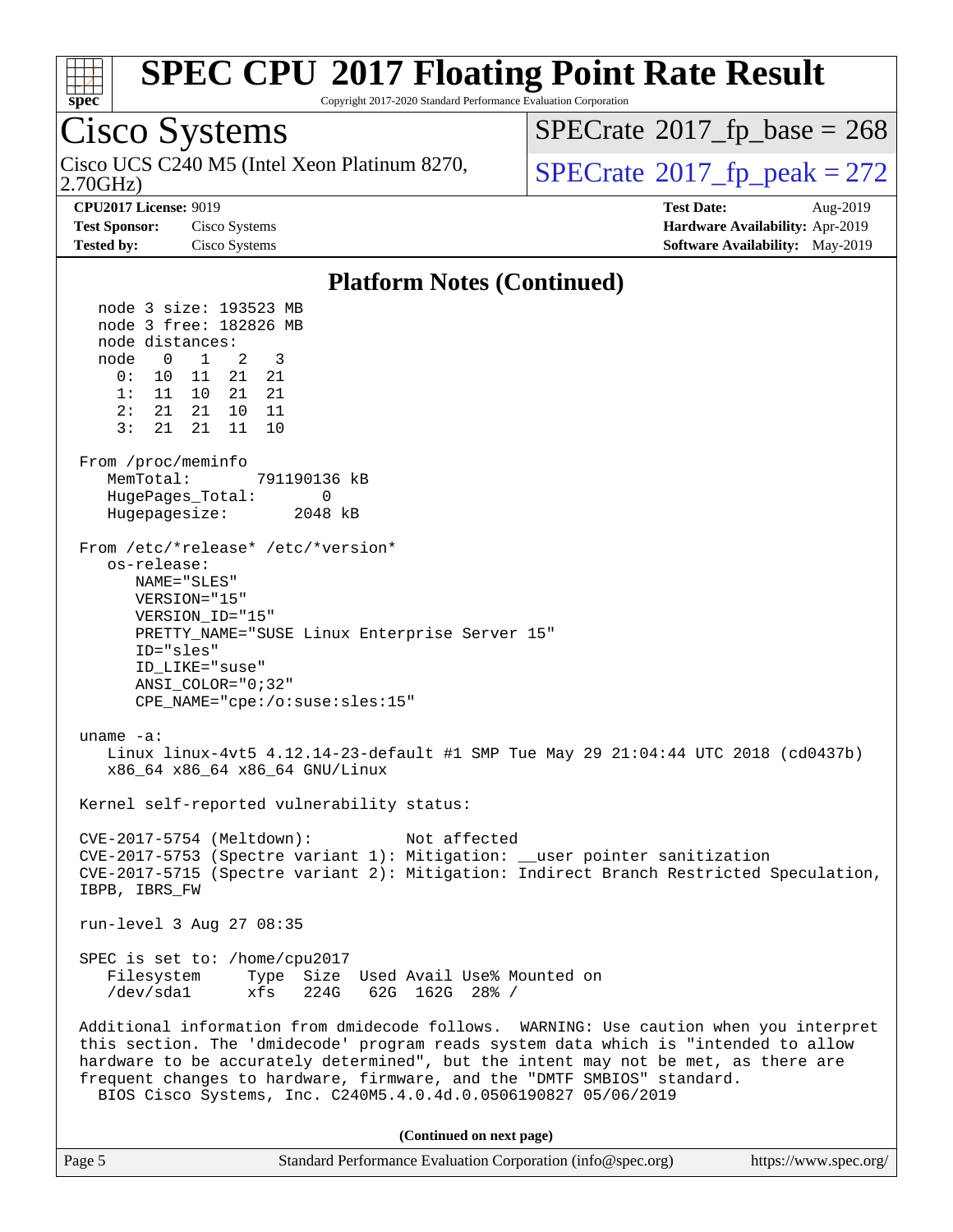# SPEC CPU 2017 Floating Point Rate Result

Copyright 2017-2020 Standard Performance Evaluation Corporation

## Cisco Systems

Cisco UCS C240 M5 (Intel Xeon Platinum 8270, 2.70GHz)

SPECrate 2017_fp_base = 268

SPECrate 2017_fp_peak = 272

**CPU2017 License:** 9019
**Test Sponsor:** Cisco Systems
**Tested by:** Cisco Systems

**Test Date:** Aug-2019
**Hardware Availability:** Apr-2019
**Software Availability:** May-2019

### Platform Notes (Continued)

```
    node 3 size: 193523 MB
    node 3 free: 182826 MB
    node distances:
    node   0   1   2   3
      0:  10  11  21  21
      1:  11  10  21  21
      2:  21  21  10  11
      3:  21  21  11  10

 From /proc/meminfo
    MemTotal:       791190136 kB
    HugePages_Total:       0
    Hugepagesize:       2048 kB

 From /etc/*release* /etc/*version*
    os-release:
       NAME="SLES"
       VERSION="15"
       VERSION_ID="15"
       PRETTY_NAME="SUSE Linux Enterprise Server 15"
       ID="sles"
       ID_LIKE="suse"
       ANSI_COLOR="0;32"
       CPE_NAME="cpe:/o:suse:sles:15"

 uname -a:
    Linux linux-4vt5 4.12.14-23-default #1 SMP Tue May 29 21:04:44 UTC 2018 (cd0437b)
    x86_64 x86_64 x86_64 GNU/Linux

 Kernel self-reported vulnerability status:

 CVE-2017-5754 (Meltdown):          Not affected
 CVE-2017-5753 (Spectre variant 1): Mitigation: __user pointer sanitization
 CVE-2017-5715 (Spectre variant 2): Mitigation: Indirect Branch Restricted Speculation,
 IBPB, IBRS_FW

 run-level 3 Aug 27 08:35

 SPEC is set to: /home/cpu2017
    Filesystem     Type  Size  Used Avail Use% Mounted on
    /dev/sda1      xfs   224G   62G  162G  28% /

 Additional information from dmidecode follows.  WARNING: Use caution when you interpret
 this section. The 'dmidecode' program reads system data which is "intended to allow
 hardware to be accurately determined", but the intent may not be met, as there are
 frequent changes to hardware, firmware, and the "DMTF SMBIOS" standard.
   BIOS Cisco Systems, Inc. C240M5.4.0.4d.0.0506190827 05/06/2019
```

(Continued on next page)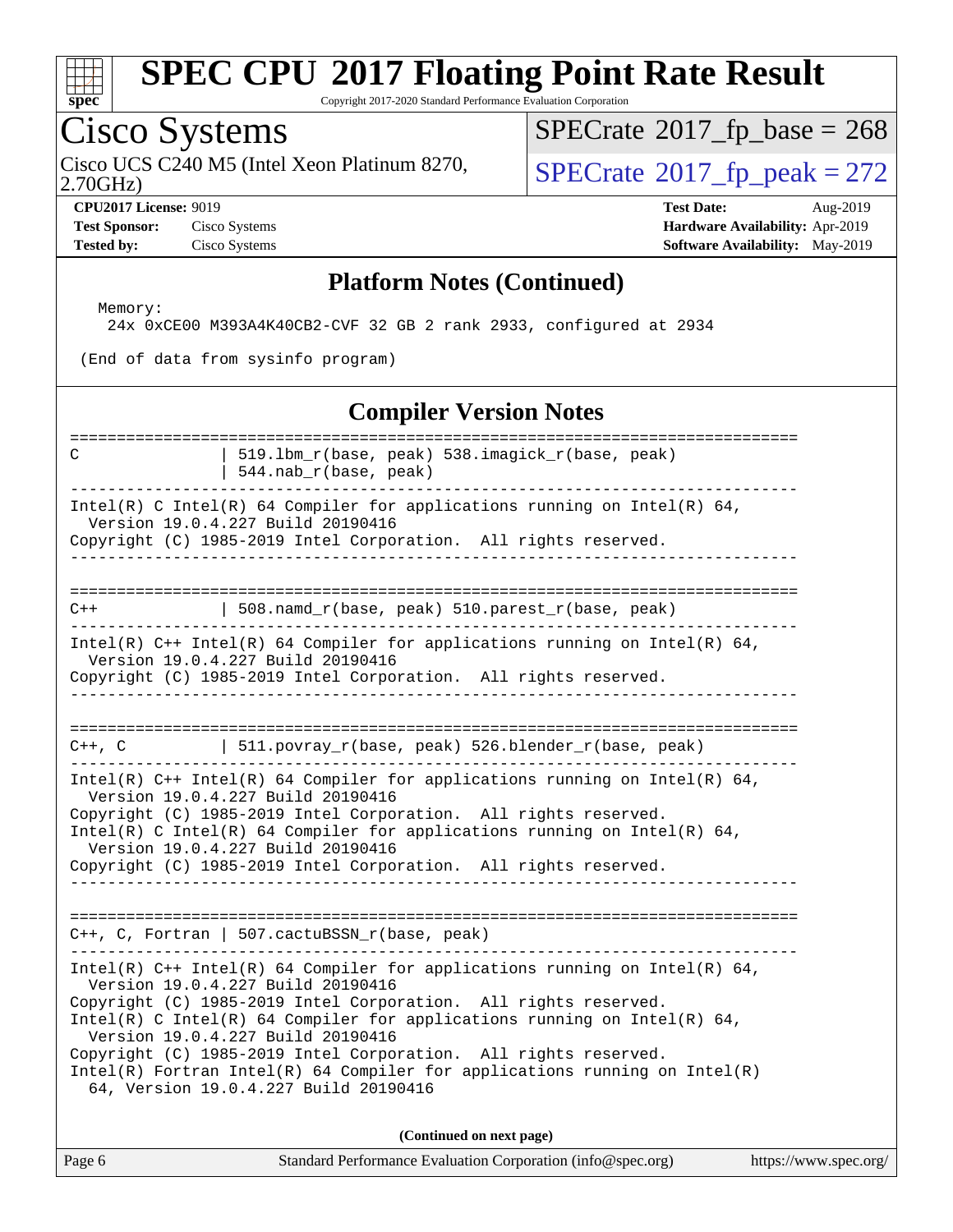## Platform Notes (Continued)

```
  Memory:
    24x 0xCE00 M393A4K40CB2-CVF 32 GB 2 rank 2933, configured at 2934

 (End of data from sysinfo program)
```

## Compiler Version Notes

```
==============================================================================
C               | 519.lbm_r(base, peak) 538.imagick_r(base, peak)
                | 544.nab_r(base, peak)
------------------------------------------------------------------------------
Intel(R) C Intel(R) 64 Compiler for applications running on Intel(R) 64,
  Version 19.0.4.227 Build 20190416
Copyright (C) 1985-2019 Intel Corporation.  All rights reserved.
------------------------------------------------------------------------------

==============================================================================
C++             | 508.namd_r(base, peak) 510.parest_r(base, peak)
------------------------------------------------------------------------------
Intel(R) C++ Intel(R) 64 Compiler for applications running on Intel(R) 64,
  Version 19.0.4.227 Build 20190416
Copyright (C) 1985-2019 Intel Corporation.  All rights reserved.
------------------------------------------------------------------------------

==============================================================================
C++, C          | 511.povray_r(base, peak) 526.blender_r(base, peak)
------------------------------------------------------------------------------
Intel(R) C++ Intel(R) 64 Compiler for applications running on Intel(R) 64,
  Version 19.0.4.227 Build 20190416
Copyright (C) 1985-2019 Intel Corporation.  All rights reserved.
Intel(R) C Intel(R) 64 Compiler for applications running on Intel(R) 64,
  Version 19.0.4.227 Build 20190416
Copyright (C) 1985-2019 Intel Corporation.  All rights reserved.
------------------------------------------------------------------------------

==============================================================================
C++, C, Fortran | 507.cactuBSSN_r(base, peak)
------------------------------------------------------------------------------
Intel(R) C++ Intel(R) 64 Compiler for applications running on Intel(R) 64,
  Version 19.0.4.227 Build 20190416
Copyright (C) 1985-2019 Intel Corporation.  All rights reserved.
Intel(R) C Intel(R) 64 Compiler for applications running on Intel(R) 64,
  Version 19.0.4.227 Build 20190416
Copyright (C) 1985-2019 Intel Corporation.  All rights reserved.
Intel(R) Fortran Intel(R) 64 Compiler for applications running on Intel(R)
  64, Version 19.0.4.227 Build 20190416
```

(Continued on next page)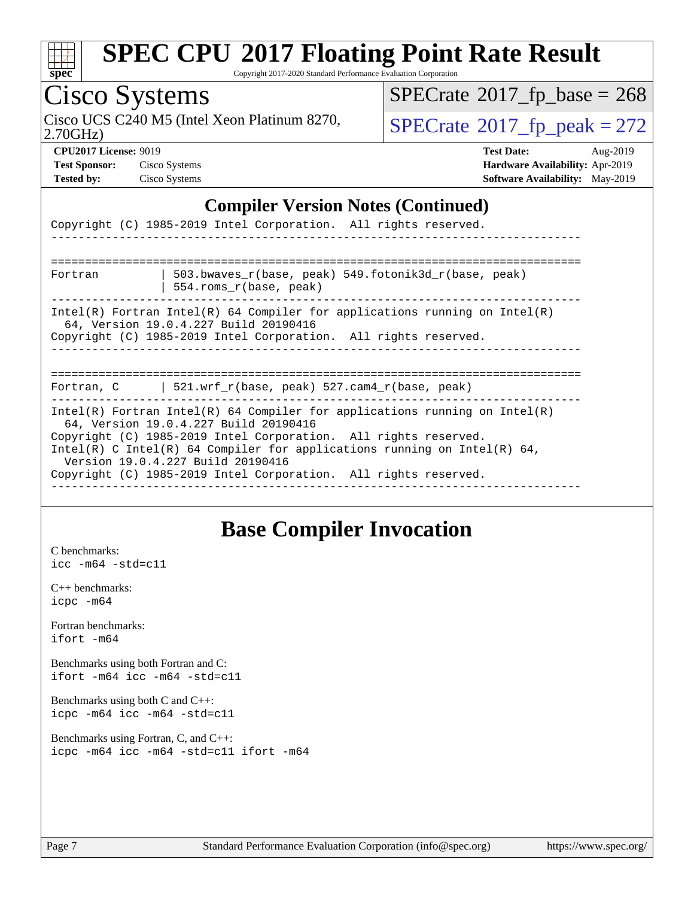## Compiler Version Notes (Continued)

```
Copyright (C) 1985-2019 Intel Corporation.  All rights reserved.
------------------------------------------------------------------------------

==============================================================================
Fortran          | 503.bwaves_r(base, peak) 549.fotonik3d_r(base, peak)
                 | 554.roms_r(base, peak)
------------------------------------------------------------------------------
Intel(R) Fortran Intel(R) 64 Compiler for applications running on Intel(R)
  64, Version 19.0.4.227 Build 20190416
Copyright (C) 1985-2019 Intel Corporation.  All rights reserved.
------------------------------------------------------------------------------

==============================================================================
Fortran, C       | 521.wrf_r(base, peak) 527.cam4_r(base, peak)
------------------------------------------------------------------------------
Intel(R) Fortran Intel(R) 64 Compiler for applications running on Intel(R)
  64, Version 19.0.4.227 Build 20190416
Copyright (C) 1985-2019 Intel Corporation.  All rights reserved.
Intel(R) C Intel(R) 64 Compiler for applications running on Intel(R) 64,
  Version 19.0.4.227 Build 20190416
Copyright (C) 1985-2019 Intel Corporation.  All rights reserved.
------------------------------------------------------------------------------
```

## Base Compiler Invocation

C benchmarks:
`icc -m64 -std=c11`

C++ benchmarks:
`icpc -m64`

Fortran benchmarks:
`ifort -m64`

Benchmarks using both Fortran and C:
`ifort -m64 icc -m64 -std=c11`

Benchmarks using both C and C++:
`icpc -m64 icc -m64 -std=c11`

Benchmarks using Fortran, C, and C++:
`icpc -m64 icc -m64 -std=c11 ifort -m64`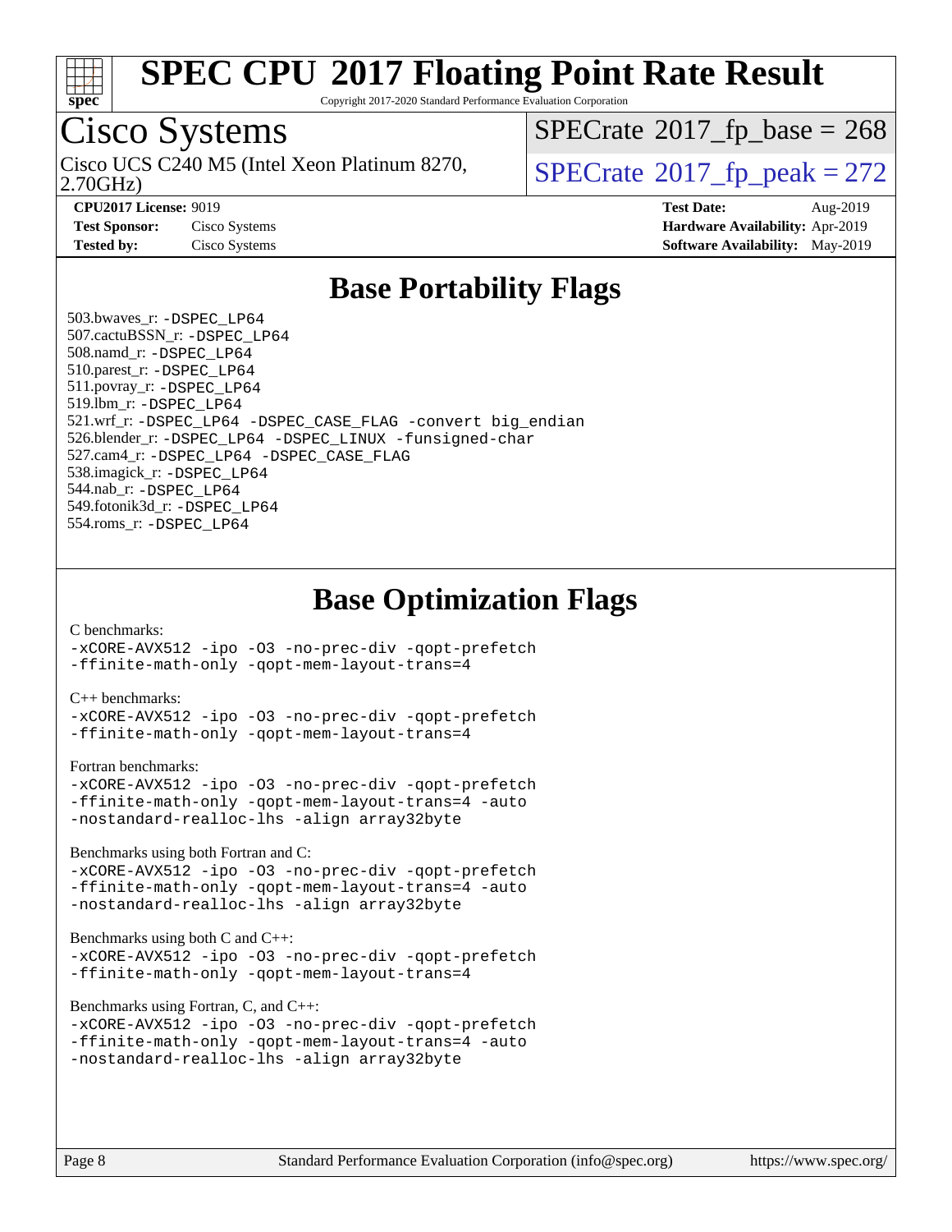# SPEC CPU 2017 Floating Point Rate Result

Copyright 2017-2020 Standard Performance Evaluation Corporation

## Cisco Systems

Cisco UCS C240 M5 (Intel Xeon Platinum 8270, 2.70GHz)

SPECrate 2017_fp_base = 268

SPECrate 2017_fp_peak = 272

**CPU2017 License:** 9019
**Test Sponsor:** Cisco Systems
**Tested by:** Cisco Systems

**Test Date:** Aug-2019
**Hardware Availability:** Apr-2019
**Software Availability:** May-2019

## Base Portability Flags

503.bwaves_r: -DSPEC_LP64
507.cactuBSSN_r: -DSPEC_LP64
508.namd_r: -DSPEC_LP64
510.parest_r: -DSPEC_LP64
511.povray_r: -DSPEC_LP64
519.lbm_r: -DSPEC_LP64
521.wrf_r: -DSPEC_LP64 -DSPEC_CASE_FLAG -convert big_endian
526.blender_r: -DSPEC_LP64 -DSPEC_LINUX -funsigned-char
527.cam4_r: -DSPEC_LP64 -DSPEC_CASE_FLAG
538.imagick_r: -DSPEC_LP64
544.nab_r: -DSPEC_LP64
549.fotonik3d_r: -DSPEC_LP64
554.roms_r: -DSPEC_LP64

## Base Optimization Flags

C benchmarks:
```
-xCORE-AVX512 -ipo -O3 -no-prec-div -qopt-prefetch
-ffinite-math-only -qopt-mem-layout-trans=4
```

C++ benchmarks:
```
-xCORE-AVX512 -ipo -O3 -no-prec-div -qopt-prefetch
-ffinite-math-only -qopt-mem-layout-trans=4
```

Fortran benchmarks:
```
-xCORE-AVX512 -ipo -O3 -no-prec-div -qopt-prefetch
-ffinite-math-only -qopt-mem-layout-trans=4 -auto
-nostandard-realloc-lhs -align array32byte
```

Benchmarks using both Fortran and C:
```
-xCORE-AVX512 -ipo -O3 -no-prec-div -qopt-prefetch
-ffinite-math-only -qopt-mem-layout-trans=4 -auto
-nostandard-realloc-lhs -align array32byte
```

Benchmarks using both C and C++:
```
-xCORE-AVX512 -ipo -O3 -no-prec-div -qopt-prefetch
-ffinite-math-only -qopt-mem-layout-trans=4
```

Benchmarks using Fortran, C, and C++:
```
-xCORE-AVX512 -ipo -O3 -no-prec-div -qopt-prefetch
-ffinite-math-only -qopt-mem-layout-trans=4 -auto
-nostandard-realloc-lhs -align array32byte
```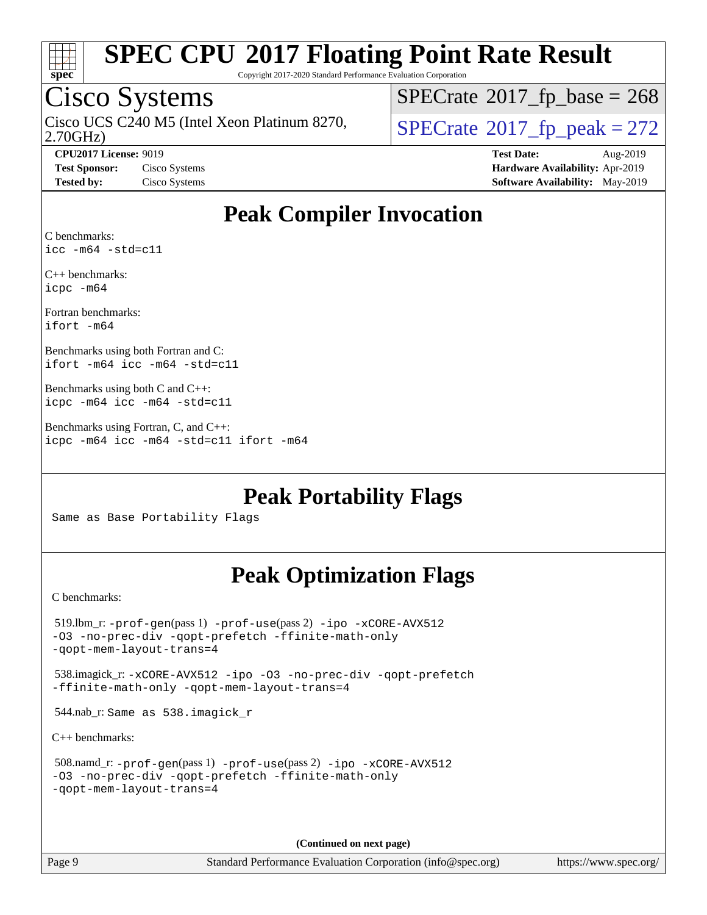# SPEC CPU 2017 Floating Point Rate Result

Copyright 2017-2020 Standard Performance Evaluation Corporation

## Cisco Systems

Cisco UCS C240 M5 (Intel Xeon Platinum 8270, 2.70GHz)

SPECrate 2017_fp_base = 268

SPECrate 2017_fp_peak = 272

**CPU2017 License:** 9019
**Test Sponsor:** Cisco Systems
**Tested by:** Cisco Systems

**Test Date:** Aug-2019
**Hardware Availability:** Apr-2019
**Software Availability:** May-2019

## Peak Compiler Invocation

C benchmarks:
`icc -m64 -std=c11`

C++ benchmarks:
`icpc -m64`

Fortran benchmarks:
`ifort -m64`

Benchmarks using both Fortran and C:
`ifort -m64 icc -m64 -std=c11`

Benchmarks using both C and C++:
`icpc -m64 icc -m64 -std=c11`

Benchmarks using Fortran, C, and C++:
`icpc -m64 icc -m64 -std=c11 ifort -m64`

## Peak Portability Flags

Same as Base Portability Flags

## Peak Optimization Flags

C benchmarks:

519.lbm_r: `-prof-gen`(pass 1) `-prof-use`(pass 2) `-ipo -xCORE-AVX512 -O3 -no-prec-div -qopt-prefetch -ffinite-math-only -qopt-mem-layout-trans=4`

538.imagick_r: `-xCORE-AVX512 -ipo -O3 -no-prec-div -qopt-prefetch -ffinite-math-only -qopt-mem-layout-trans=4`

544.nab_r: Same as 538.imagick_r

C++ benchmarks:

508.namd_r: `-prof-gen`(pass 1) `-prof-use`(pass 2) `-ipo -xCORE-AVX512 -O3 -no-prec-div -qopt-prefetch -ffinite-math-only -qopt-mem-layout-trans=4`

(Continued on next page)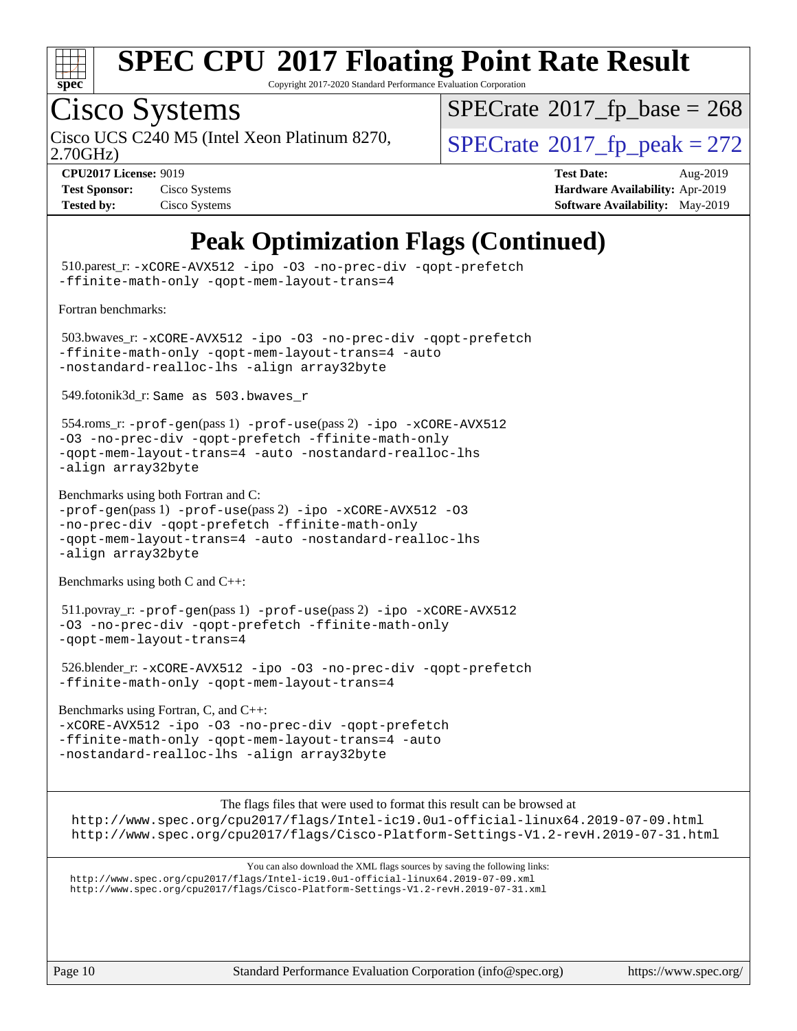# SPEC CPU 2017 Floating Point Rate Result

Copyright 2017-2020 Standard Performance Evaluation Corporation

## Cisco Systems

Cisco UCS C240 M5 (Intel Xeon Platinum 8270, 2.70GHz)

SPECrate 2017_fp_base = 268

SPECrate 2017_fp_peak = 272

**CPU2017 License:** 9019
**Test Sponsor:** Cisco Systems
**Tested by:** Cisco Systems

**Test Date:** Aug-2019
**Hardware Availability:** Apr-2019
**Software Availability:** May-2019

# Peak Optimization Flags (Continued)

510.parest_r: `-xCORE-AVX512 -ipo -O3 -no-prec-div -qopt-prefetch -ffinite-math-only -qopt-mem-layout-trans=4`

Fortran benchmarks:

503.bwaves_r: `-xCORE-AVX512 -ipo -O3 -no-prec-div -qopt-prefetch -ffinite-math-only -qopt-mem-layout-trans=4 -auto -nostandard-realloc-lhs -align array32byte`

549.fotonik3d_r: `Same as 503.bwaves_r`

554.roms_r: `-prof-gen`(pass 1) `-prof-use`(pass 2) `-ipo -xCORE-AVX512 -O3 -no-prec-div -qopt-prefetch -ffinite-math-only -qopt-mem-layout-trans=4 -auto -nostandard-realloc-lhs -align array32byte`

Benchmarks using both Fortran and C:
`-prof-gen`(pass 1) `-prof-use`(pass 2) `-ipo -xCORE-AVX512 -O3 -no-prec-div -qopt-prefetch -ffinite-math-only -qopt-mem-layout-trans=4 -auto -nostandard-realloc-lhs -align array32byte`

Benchmarks using both C and C++:

511.povray_r: `-prof-gen`(pass 1) `-prof-use`(pass 2) `-ipo -xCORE-AVX512 -O3 -no-prec-div -qopt-prefetch -ffinite-math-only -qopt-mem-layout-trans=4`

526.blender_r: `-xCORE-AVX512 -ipo -O3 -no-prec-div -qopt-prefetch -ffinite-math-only -qopt-mem-layout-trans=4`

Benchmarks using Fortran, C, and C++:
`-xCORE-AVX512 -ipo -O3 -no-prec-div -qopt-prefetch -ffinite-math-only -qopt-mem-layout-trans=4 -auto -nostandard-realloc-lhs -align array32byte`

The flags files that were used to format this result can be browsed at
http://www.spec.org/cpu2017/flags/Intel-ic19.0u1-official-linux64.2019-07-09.html
http://www.spec.org/cpu2017/flags/Cisco-Platform-Settings-V1.2-revH.2019-07-31.html

You can also download the XML flags sources by saving the following links:
http://www.spec.org/cpu2017/flags/Intel-ic19.0u1-official-linux64.2019-07-09.xml
http://www.spec.org/cpu2017/flags/Cisco-Platform-Settings-V1.2-revH.2019-07-31.xml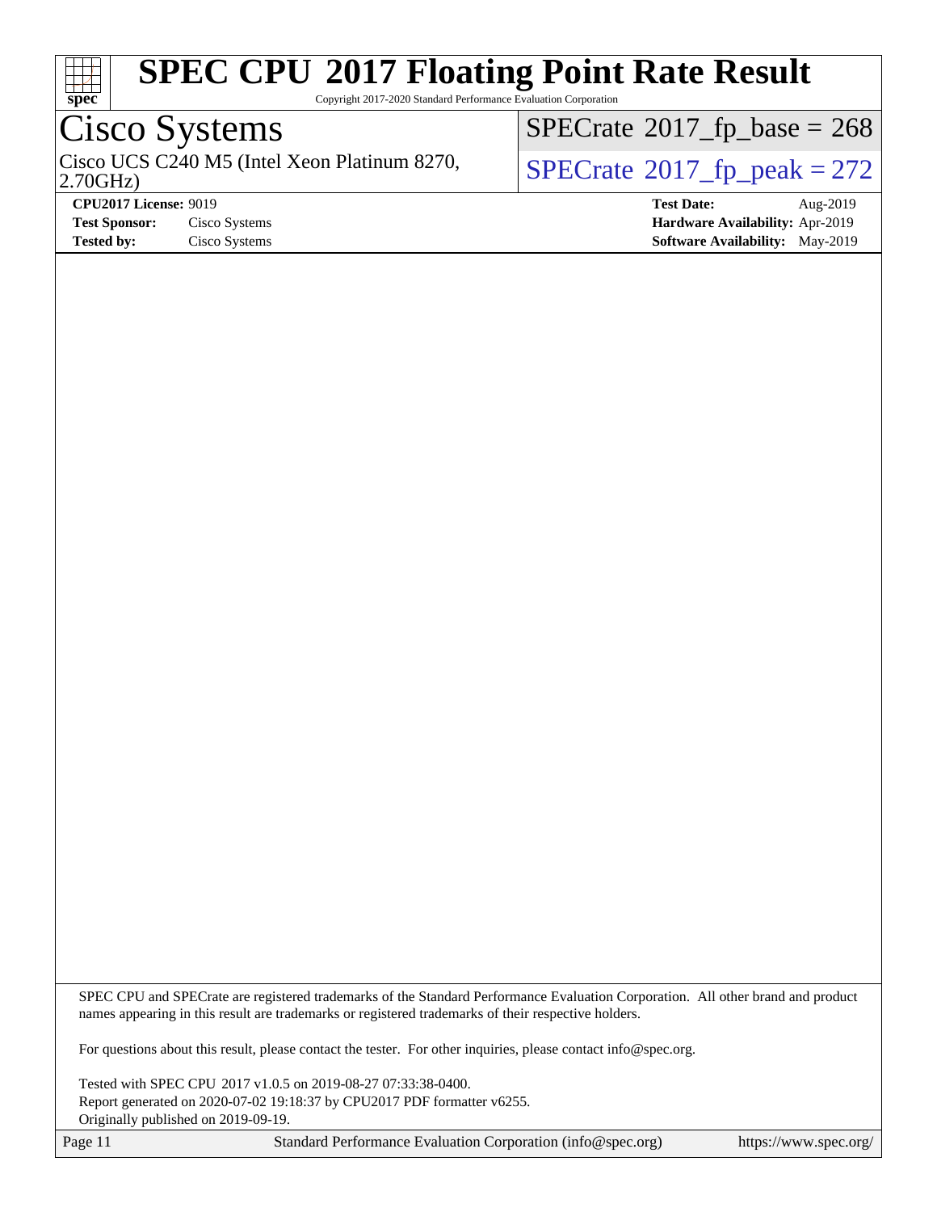SPEC CPU and SPECrate are registered trademarks of the Standard Performance Evaluation Corporation. All other brand and product names appearing in this result are trademarks or registered trademarks of their respective holders.

For questions about this result, please contact the tester. For other inquiries, please contact info@spec.org.

Tested with SPEC CPU 2017 v1.0.5 on 2019-08-27 07:33:38-0400.
Report generated on 2020-07-02 19:18:37 by CPU2017 PDF formatter v6255.
Originally published on 2019-09-19.